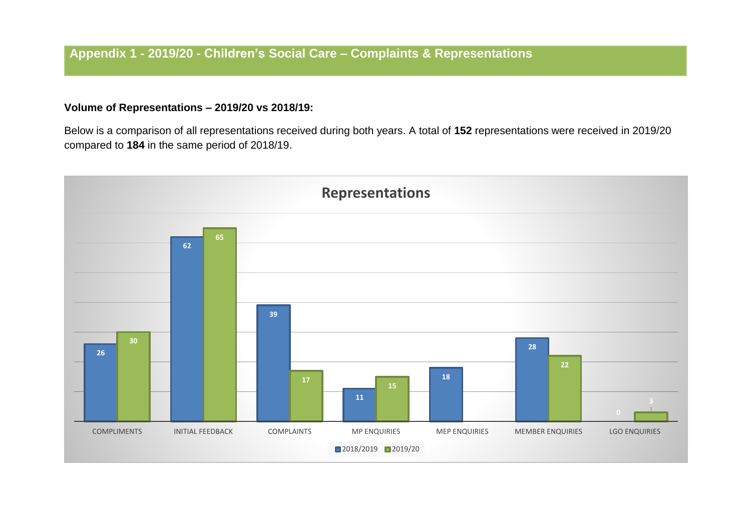# Appendix 1 - 2019/20 - Children's Social Care – Complaints & Representations

**Volume of Representations – 2019/20 vs 2018/19:**

Below is a comparison of all representations received during both years. A total of **152** representations were received in 2019/20 compared to **184** in the same period of 2018/19.

**Representations**

| | 2018/2019 | 2019/20 |
|---|---|---|
| COMPLIMENTS | 26 | 30 |
| INITIAL FEEDBACK | 62 | 65 |
| COMPLAINTS | 39 | 17 |
| MP ENQUIRIES | 11 | 15 |
| MEP ENQUIRIES | 18 | |
| MEMBER ENQUIRIES | 28 | 22 |
| LGO ENQUIRIES | 0 | 3 |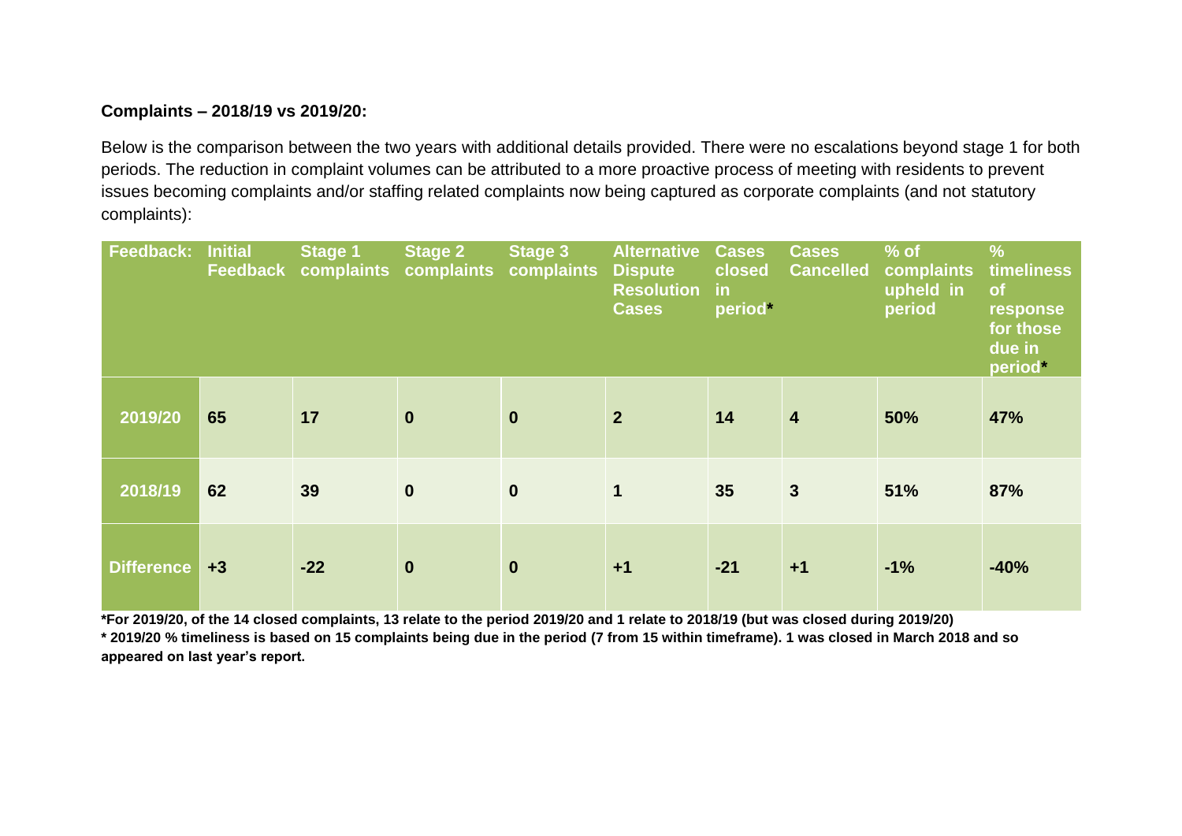**Complaints – 2018/19 vs 2019/20:**

Below is the comparison between the two years with additional details provided. There were no escalations beyond stage 1 for both periods. The reduction in complaint volumes can be attributed to a more proactive process of meeting with residents to prevent issues becoming complaints and/or staffing related complaints now being captured as corporate complaints (and not statutory complaints):

| Feedback: | Initial Feedback | Stage 1 complaints | Stage 2 complaints | Stage 3 complaints | Alternative Dispute Resolution Cases | Cases closed in period* | Cases Cancelled | % of complaints upheld in period | % timeliness of response for those due in period* |
|---|---|---|---|---|---|---|---|---|---|
| 2019/20 | 65 | 17 | 0 | 0 | 2 | 14 | 4 | 50% | 47% |
| 2018/19 | 62 | 39 | 0 | 0 | 1 | 35 | 3 | 51% | 87% |
| Difference | +3 | -22 | 0 | 0 | +1 | -21 | +1 | -1% | -40% |

**\*For 2019/20, of the 14 closed complaints, 13 relate to the period 2019/20 and 1 relate to 2018/19 (but was closed during 2019/20)**

**\* 2019/20 % timeliness is based on 15 complaints being due in the period (7 from 15 within timeframe). 1 was closed in March 2018 and so appeared on last year's report.**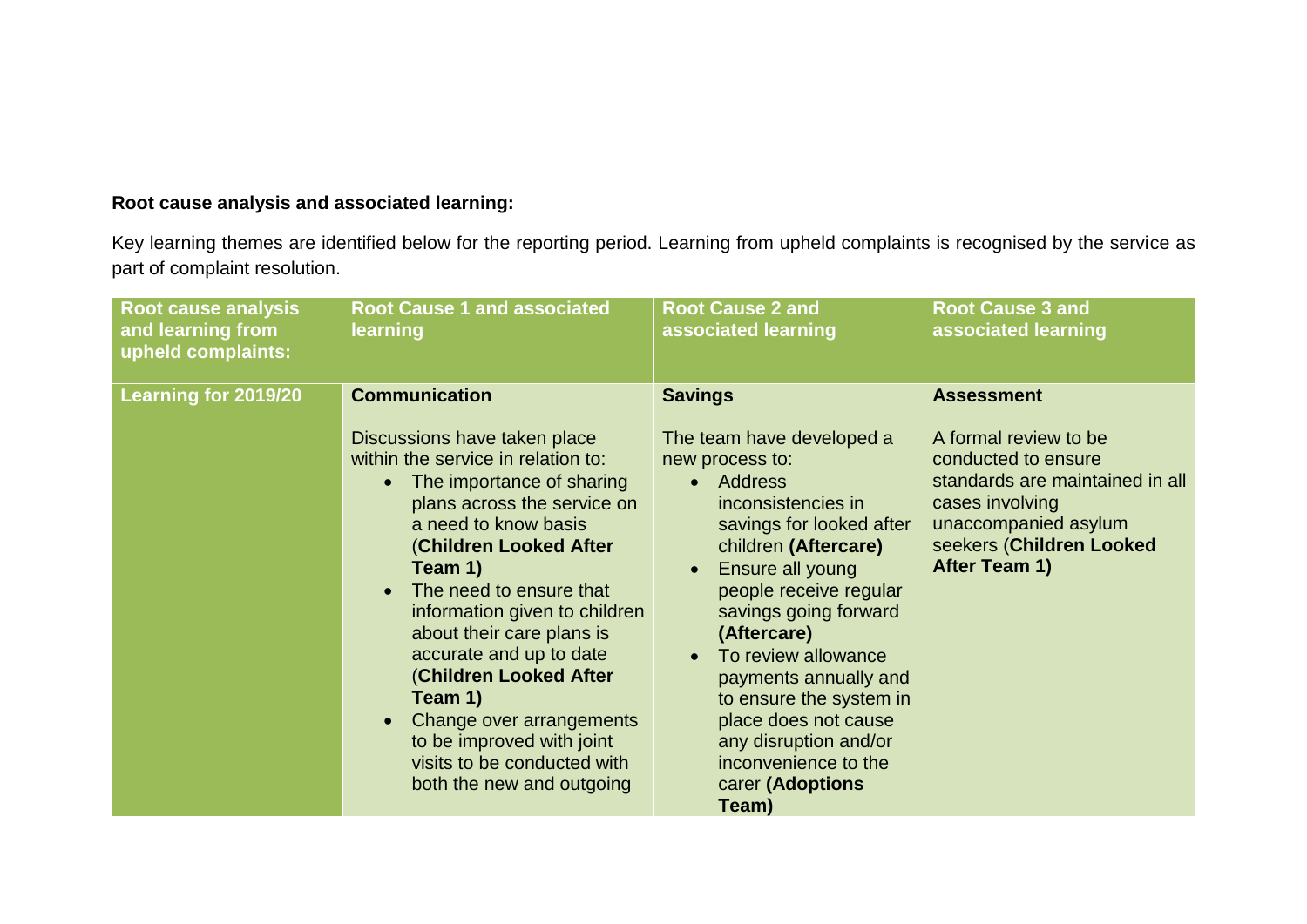**Root cause analysis and associated learning:**

Key learning themes are identified below for the reporting period. Learning from upheld complaints is recognised by the service as part of complaint resolution.

| Root cause analysis and learning from upheld complaints: | Root Cause 1 and associated learning | Root Cause 2 and associated learning | Root Cause 3 and associated learning |
|---|---|---|---|
| **Learning for 2019/20** | **Communication**<br><br>Discussions have taken place within the service in relation to:<br>• The importance of sharing plans across the service on a need to know basis (**Children Looked After Team 1)**<br>• The need to ensure that information given to children about their care plans is accurate and up to date (**Children Looked After Team 1)**<br>• Change over arrangements to be improved with joint visits to be conducted with both the new and outgoing | **Savings**<br><br>The team have developed a new process to:<br>• Address inconsistencies in savings for looked after children **(Aftercare)**<br>• Ensure all young people receive regular savings going forward **(Aftercare)**<br>• To review allowance payments annually and to ensure the system in place does not cause any disruption and/or inconvenience to the carer **(Adoptions Team)** | **Assessment**<br><br>A formal review to be conducted to ensure standards are maintained in all cases involving unaccompanied asylum seekers (**Children Looked After Team 1)** |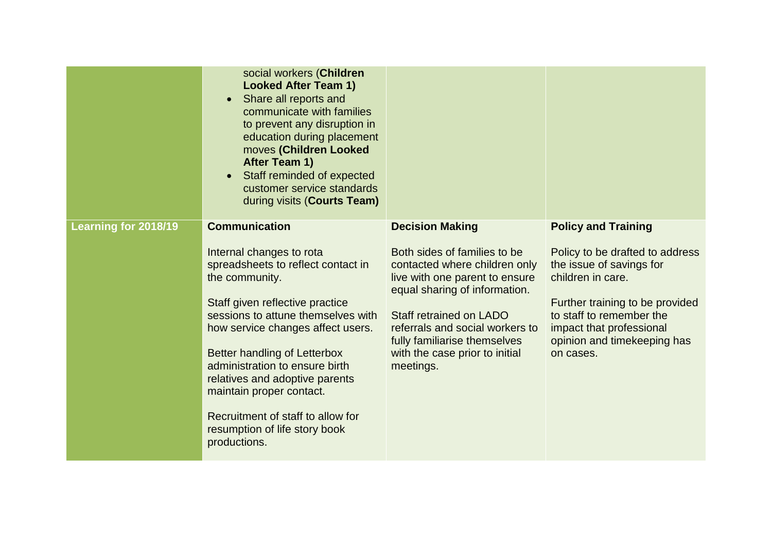|  |  |  |  |
|---|---|---|---|
|  | social workers (**Children Looked After Team 1)**<br>• Share all reports and communicate with families to prevent any disruption in education during placement moves **(Children Looked After Team 1)**<br>• Staff reminded of expected customer service standards during visits (**Courts Team)** |  |  |
| **Learning for 2018/19** | **Communication**<br><br>Internal changes to rota spreadsheets to reflect contact in the community.<br><br>Staff given reflective practice sessions to attune themselves with how service changes affect users.<br><br>Better handling of Letterbox administration to ensure birth relatives and adoptive parents maintain proper contact.<br><br>Recruitment of staff to allow for resumption of life story book productions. | **Decision Making**<br><br>Both sides of families to be contacted where children only live with one parent to ensure equal sharing of information.<br><br>Staff retrained on LADO referrals and social workers to fully familiarise themselves with the case prior to initial meetings. | **Policy and Training**<br><br>Policy to be drafted to address the issue of savings for children in care.<br><br>Further training to be provided to staff to remember the impact that professional opinion and timekeeping has on cases. |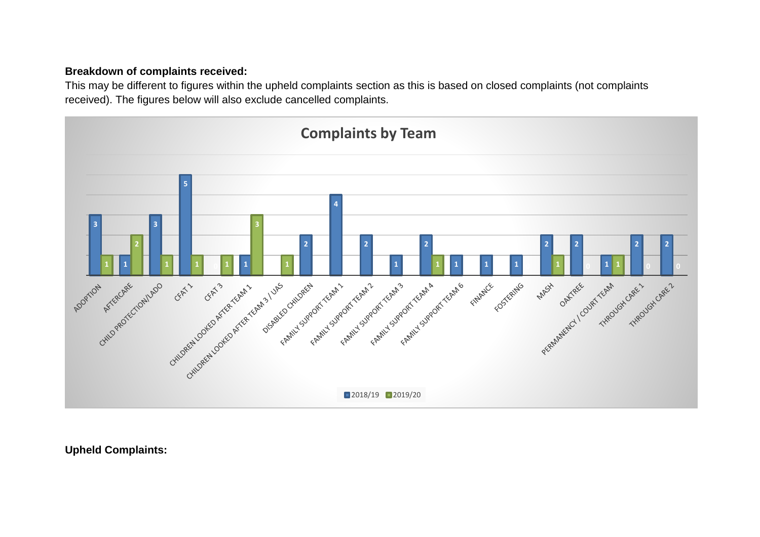**Breakdown of complaints received:**
This may be different to figures within the upheld complaints section as this is based on closed complaints (not complaints received). The figures below will also exclude cancelled complaints.

**Complaints by Team**

| Team | 2018/19 | 2019/20 |
|---|---|---|
| ADOPTION | 3 | 1 |
| AFTERCARE | 1 | 2 |
| CHILD PROTECTION/LADO | 3 | 1 |
| CFAT 1 | 5 | 1 |
| CFAT 3 | 0 | 1 |
| CHILDREN LOOKED AFTER TEAM 1 | 1 | 3 |
| CHILDREN LOOKED AFTER TEAM 3 / UAS | | 1 |
| DISABLED CHILDREN | 2 | |
| FAMILY SUPPORT TEAM 1 | 4 | |
| FAMILY SUPPORT TEAM 2 | 2 | |
| FAMILY SUPPORT TEAM 3 | 1 | |
| FAMILY SUPPORT TEAM 4 | 2 | 1 |
| FAMILY SUPPORT TEAM 6 | 1 | |
| FINANCE | 1 | |
| FOSTERING | 1 | |
| MASH | 2 | 1 |
| OAKTREE | 2 | 0 |
| PERMANENCY / COURT TEAM | 1 | 1 |
| THROUGH CARE 1 | 2 | 0 |
| THROUGH CARE 2 | 2 | 0 |

**Upheld Complaints:**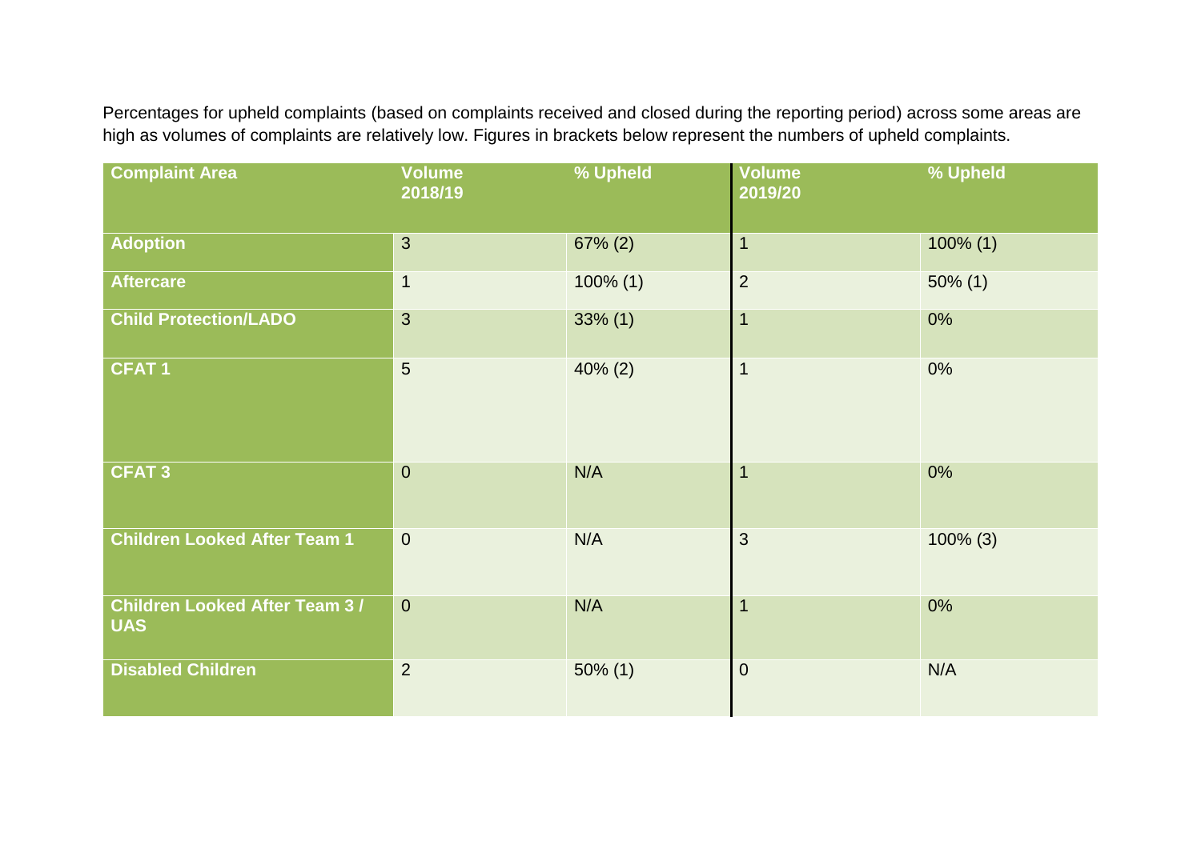Percentages for upheld complaints (based on complaints received and closed during the reporting period) across some areas are high as volumes of complaints are relatively low. Figures in brackets below represent the numbers of upheld complaints.

| Complaint Area | Volume 2018/19 | % Upheld | Volume 2019/20 | % Upheld |
|---|---|---|---|---|
| Adoption | 3 | 67% (2) | 1 | 100% (1) |
| Aftercare | 1 | 100% (1) | 2 | 50% (1) |
| Child Protection/LADO | 3 | 33% (1) | 1 | 0% |
| CFAT 1 | 5 | 40% (2) | 1 | 0% |
| CFAT 3 | 0 | N/A | 1 | 0% |
| Children Looked After Team 1 | 0 | N/A | 3 | 100% (3) |
| Children Looked After Team 3 / UAS | 0 | N/A | 1 | 0% |
| Disabled Children | 2 | 50% (1) | 0 | N/A |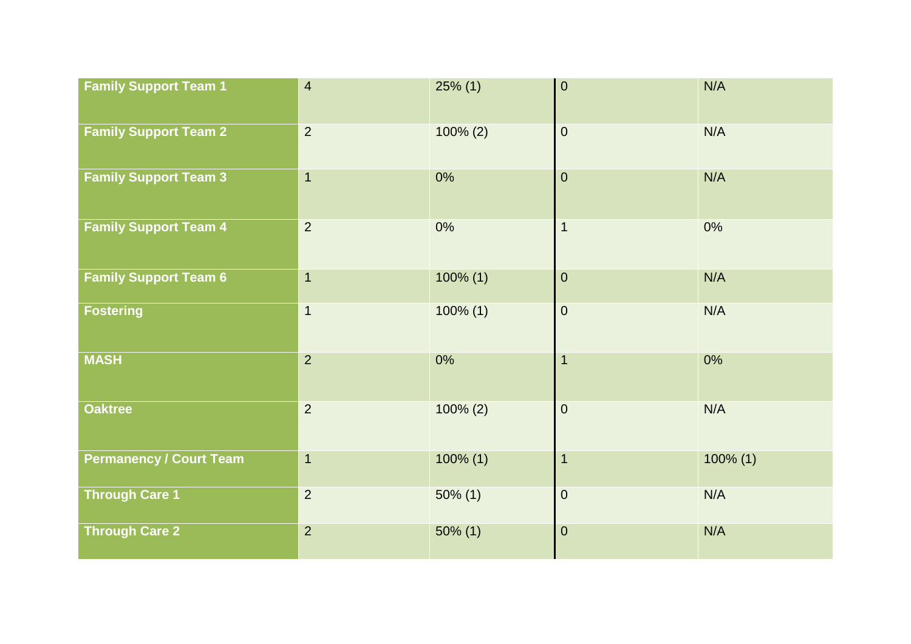| | | | | |
|---|---|---|---|---|
| **Family Support Team 1** | 4 | 25% (1) | 0 | N/A |
| **Family Support Team 2** | 2 | 100% (2) | 0 | N/A |
| **Family Support Team 3** | 1 | 0% | 0 | N/A |
| **Family Support Team 4** | 2 | 0% | 1 | 0% |
| **Family Support Team 6** | 1 | 100% (1) | 0 | N/A |
| **Fostering** | 1 | 100% (1) | 0 | N/A |
| **MASH** | 2 | 0% | 1 | 0% |
| **Oaktree** | 2 | 100% (2) | 0 | N/A |
| **Permanency / Court Team** | 1 | 100% (1) | 1 | 100% (1) |
| **Through Care 1** | 2 | 50% (1) | 0 | N/A |
| **Through Care 2** | 2 | 50% (1) | 0 | N/A |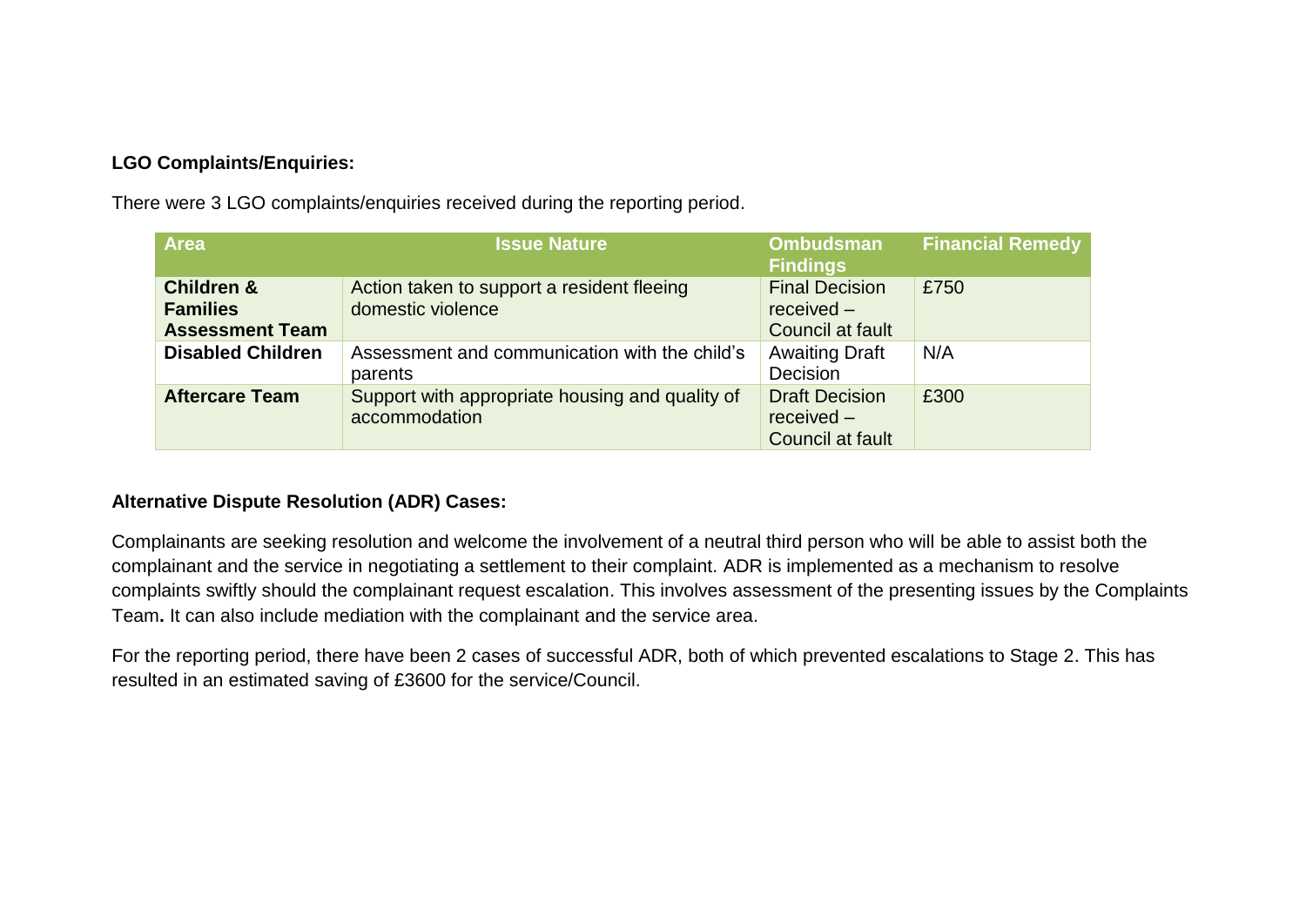**LGO Complaints/Enquiries:**

There were 3 LGO complaints/enquiries received during the reporting period.

| Area | Issue Nature | Ombudsman Findings | Financial Remedy |
|---|---|---|---|
| **Children & Families Assessment Team** | Action taken to support a resident fleeing domestic violence | Final Decision received – Council at fault | £750 |
| **Disabled Children** | Assessment and communication with the child's parents | Awaiting Draft Decision | N/A |
| **Aftercare Team** | Support with appropriate housing and quality of accommodation | Draft Decision received – Council at fault | £300 |

**Alternative Dispute Resolution (ADR) Cases:**

Complainants are seeking resolution and welcome the involvement of a neutral third person who will be able to assist both the complainant and the service in negotiating a settlement to their complaint. ADR is implemented as a mechanism to resolve complaints swiftly should the complainant request escalation. This involves assessment of the presenting issues by the Complaints Team**.** It can also include mediation with the complainant and the service area.

For the reporting period, there have been 2 cases of successful ADR, both of which prevented escalations to Stage 2. This has resulted in an estimated saving of £3600 for the service/Council.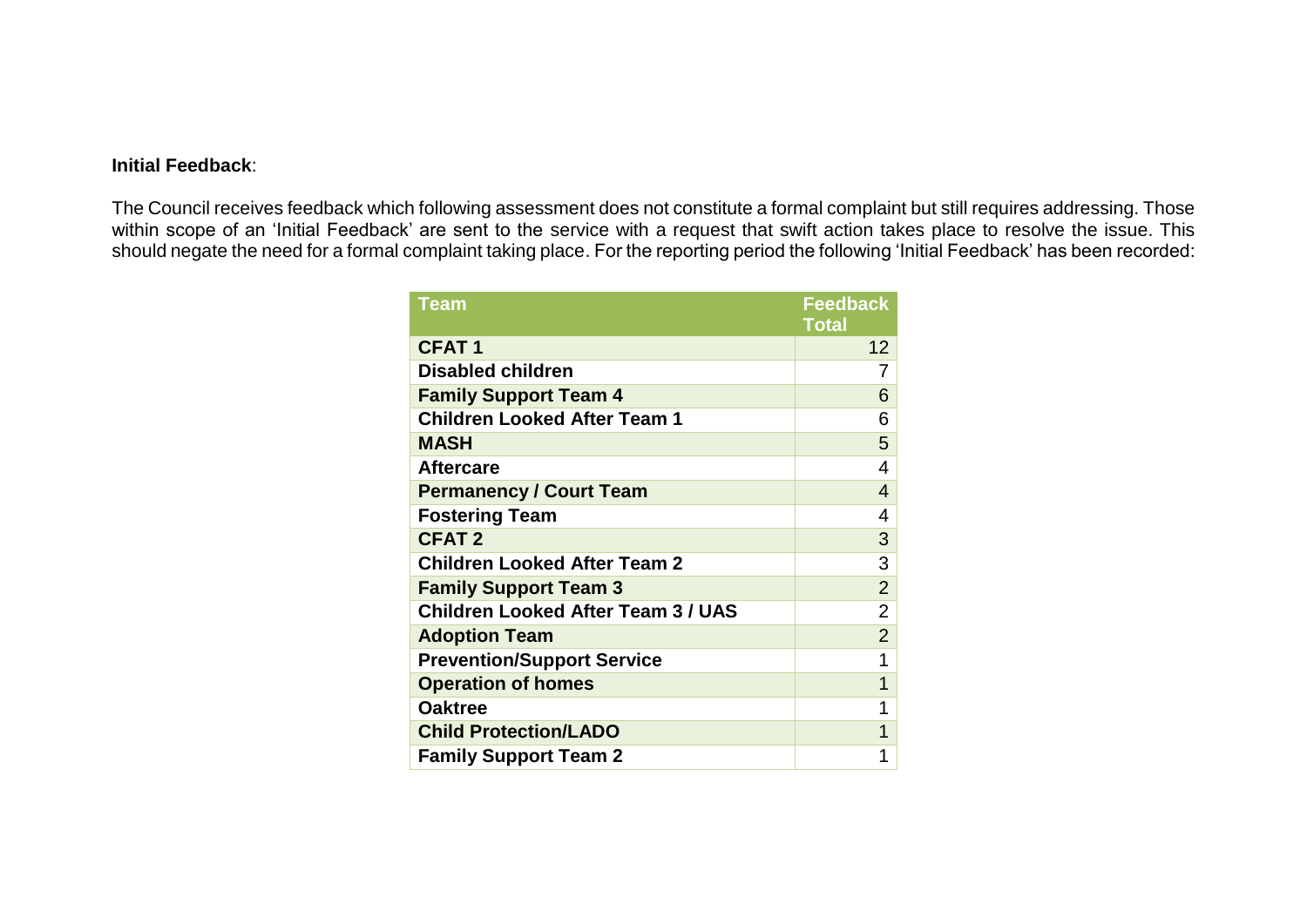**Initial Feedback**:

The Council receives feedback which following assessment does not constitute a formal complaint but still requires addressing. Those within scope of an 'Initial Feedback' are sent to the service with a request that swift action takes place to resolve the issue. This should negate the need for a formal complaint taking place. For the reporting period the following 'Initial Feedback' has been recorded:

| Team | Feedback Total |
|---|---|
| **CFAT 1** | 12 |
| **Disabled children** | 7 |
| **Family Support Team 4** | 6 |
| **Children Looked After Team 1** | 6 |
| **MASH** | 5 |
| **Aftercare** | 4 |
| **Permanency / Court Team** | 4 |
| **Fostering Team** | 4 |
| **CFAT 2** | 3 |
| **Children Looked After Team 2** | 3 |
| **Family Support Team 3** | 2 |
| **Children Looked After Team 3 / UAS** | 2 |
| **Adoption Team** | 2 |
| **Prevention/Support Service** | 1 |
| **Operation of homes** | 1 |
| **Oaktree** | 1 |
| **Child Protection/LADO** | 1 |
| **Family Support Team 2** | 1 |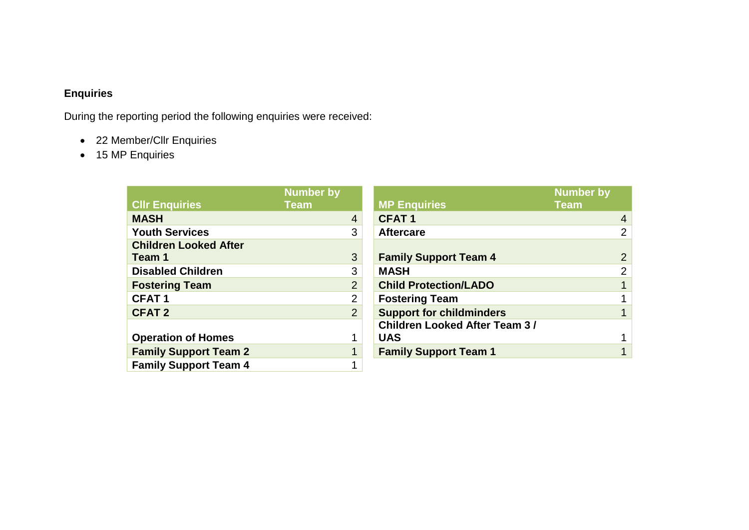## Enquiries

During the reporting period the following enquiries were received:

- 22 Member/Cllr Enquiries
- 15 MP Enquiries

| Cllr Enquiries | Number by Team |
|---|---|
| **MASH** | 4 |
| **Youth Services** | 3 |
| **Children Looked After Team 1** | 3 |
| **Disabled Children** | 3 |
| **Fostering Team** | 2 |
| **CFAT 1** | 2 |
| **CFAT 2** | 2 |
| **Operation of Homes** | 1 |
| **Family Support Team 2** | 1 |
| **Family Support Team 4** | 1 |

| MP Enquiries | Number by Team |
|---|---|
| **CFAT 1** | 4 |
| **Aftercare** | 2 |
| **Family Support Team 4** | 2 |
| **MASH** | 2 |
| **Child Protection/LADO** | 1 |
| **Fostering Team** | 1 |
| **Support for childminders** | 1 |
| **Children Looked After Team 3 / UAS** | 1 |
| **Family Support Team 1** | 1 |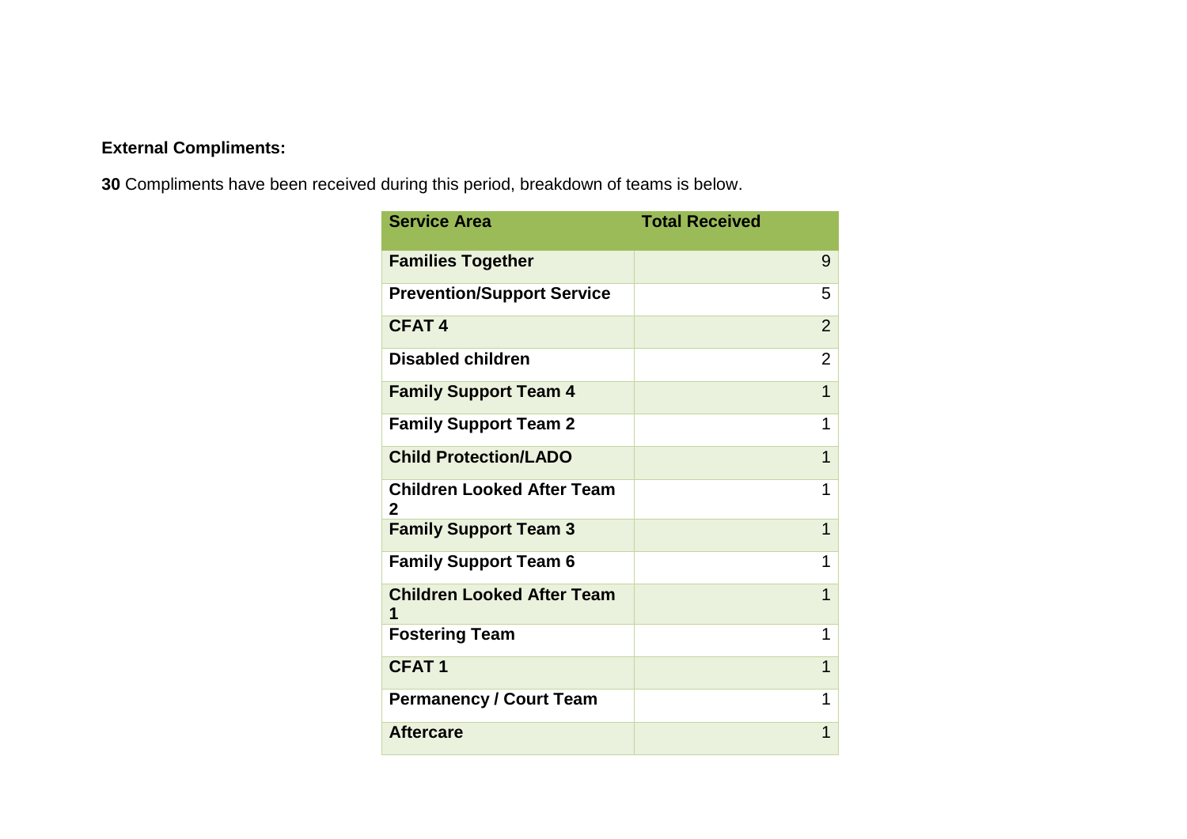**External Compliments:**

**30** Compliments have been received during this period, breakdown of teams is below.

| Service Area | Total Received |
| --- | --- |
| **Families Together** | 9 |
| **Prevention/Support Service** | 5 |
| **CFAT 4** | 2 |
| **Disabled children** | 2 |
| **Family Support Team 4** | 1 |
| **Family Support Team 2** | 1 |
| **Child Protection/LADO** | 1 |
| **Children Looked After Team 2** | 1 |
| **Family Support Team 3** | 1 |
| **Family Support Team 6** | 1 |
| **Children Looked After Team 1** | 1 |
| **Fostering Team** | 1 |
| **CFAT 1** | 1 |
| **Permanency / Court Team** | 1 |
| **Aftercare** | 1 |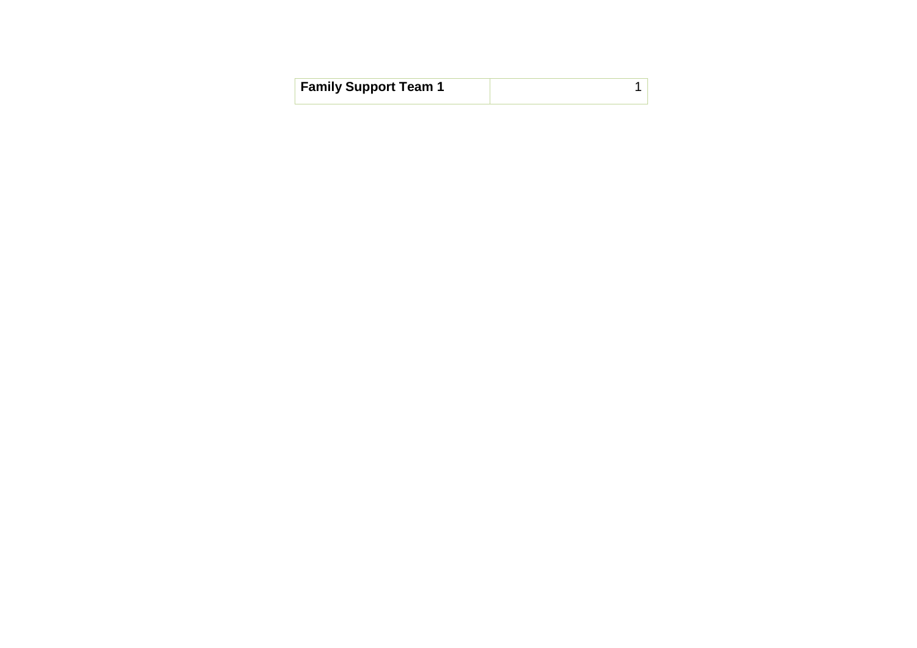| | |
|---|---|
| **Family Support Team 1** | 1 |